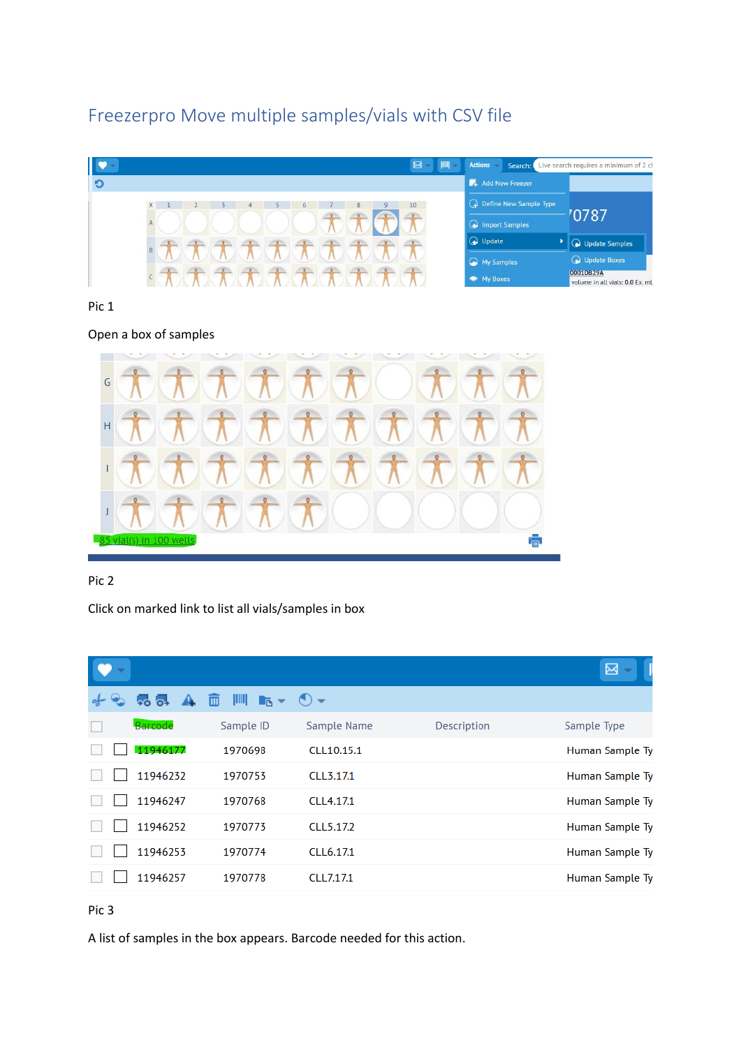# Freezerpro Move multiple samples/vials with CSV file

Pic 1

Open a box of samples

Pic 2

Click on marked link to list all vials/samples in box

Pic 3

A list of samples in the box appears. Barcode needed for this action.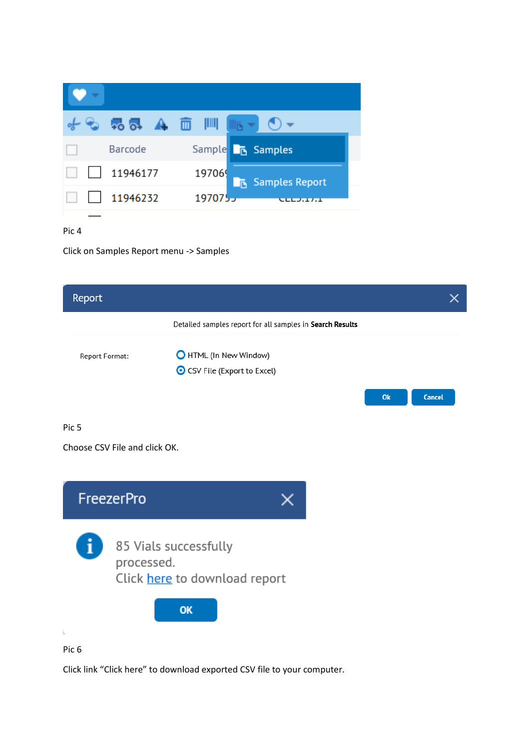Pic 4

Click on Samples Report menu -> Samples

Pic 5

Choose CSV File and click OK.

Pic 6

Click link "Click here" to download exported CSV file to your computer.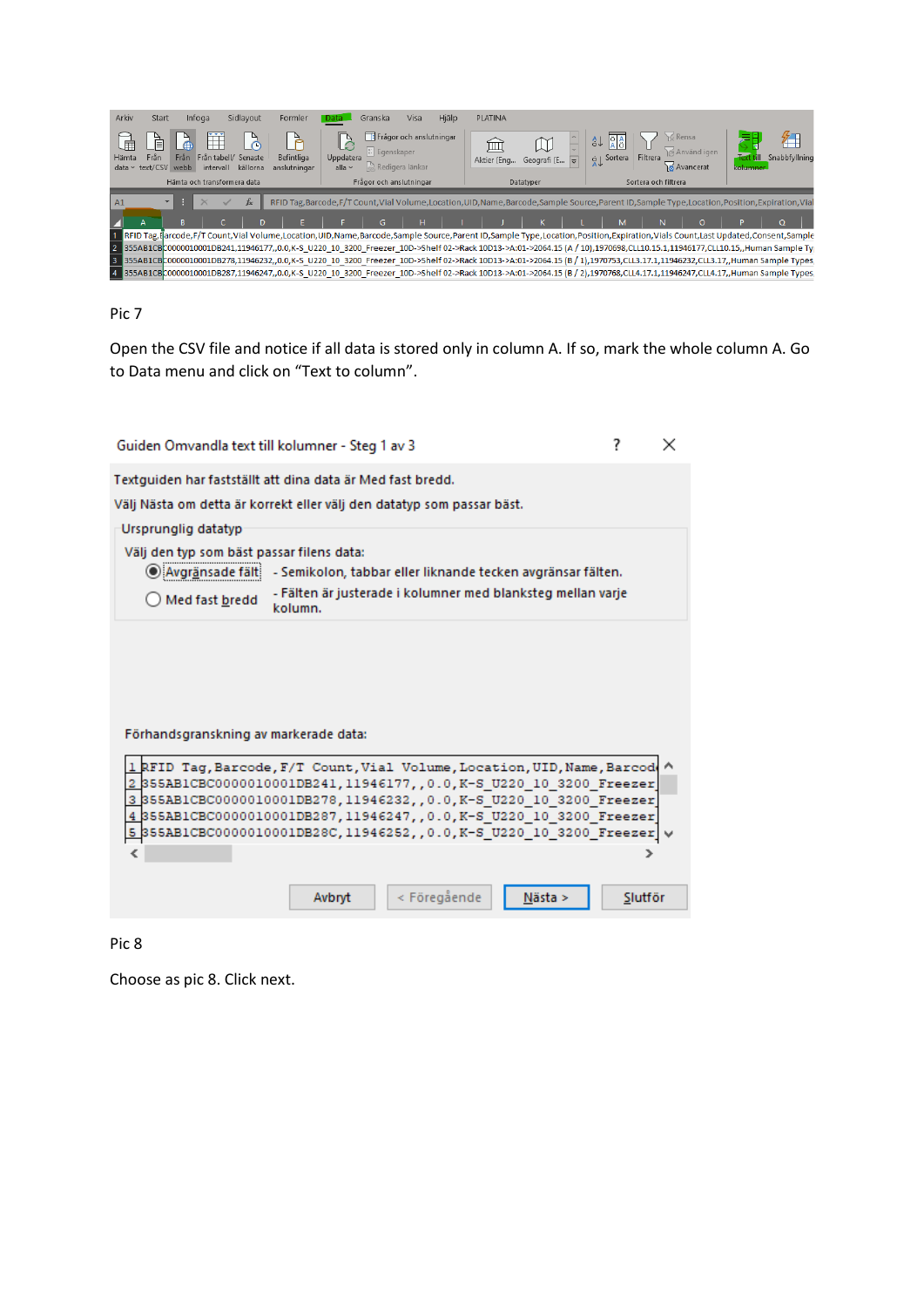Pic 7

Open the CSV file and notice if all data is stored only in column A. If so, mark the whole column A. Go to Data menu and click on “Text to column”.

Pic 8

Choose as pic 8. Click next.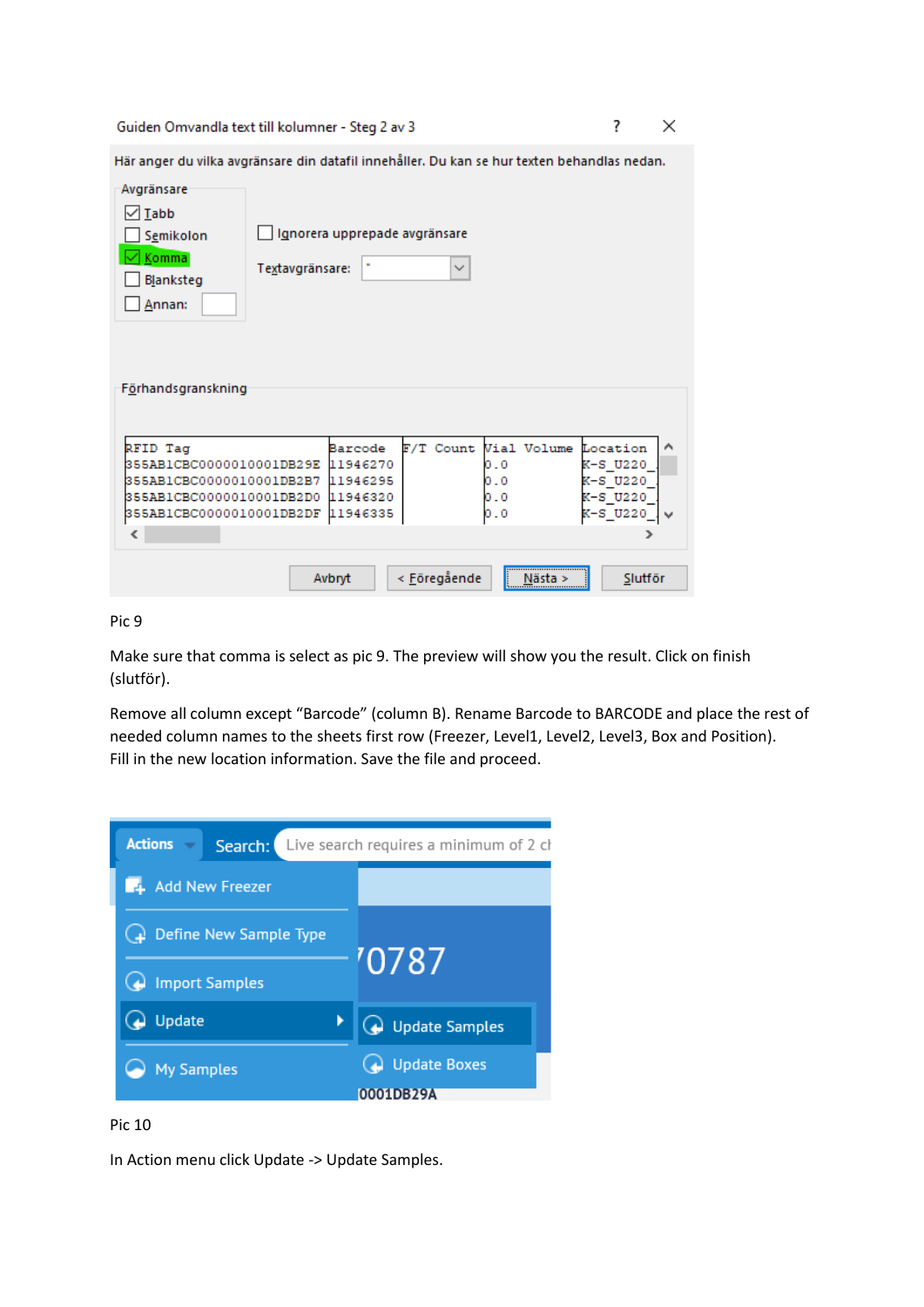Pic 9

Make sure that comma is select as pic 9. The preview will show you the result. Click on finish (slutför).

Remove all column except “Barcode” (column B). Rename Barcode to BARCODE and place the rest of needed column names to the sheets first row (Freezer, Level1, Level2, Level3, Box and Position).
Fill in the new location information. Save the file and proceed.

Pic 10

In Action menu click Update -> Update Samples.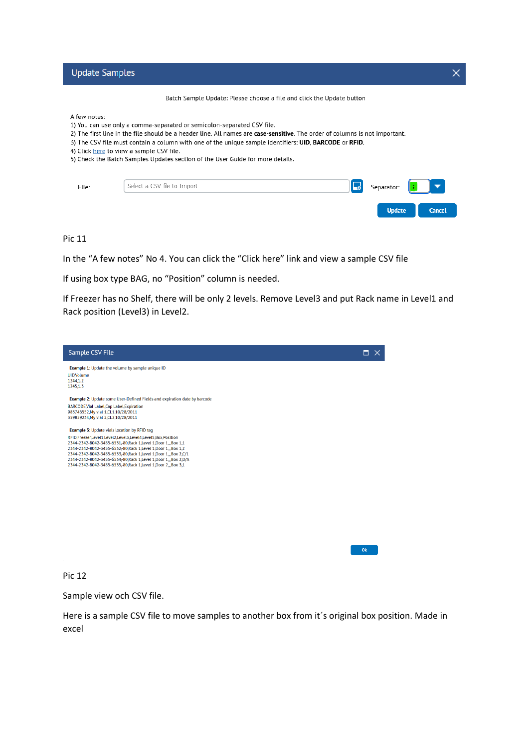Update Samples

Batch Sample Update: Please choose a file and click the Update button

A few notes:
1) You can use only a comma-separated or semicolon-separated CSV file.
2) The first line in the file should be a header line. All names are **case-sensitive**. The order of columns is not important.
3) The CSV file must contain a column with one of the unique sample identifiers: **UID**, **BARCODE** or **RFID**.
4) Click here to view a sample CSV file.
5) Check the Batch Samples Updates section of the User Guide for more details.

File: Select a CSV file to Import    Separator: ;

Update    Cancel

Pic 11

In the "A few notes" No 4. You can click the "Click here" link and view a sample CSV file

If using box type BAG, no "Position" column is needed.

If Freezer has no Shelf, there will be only 2 levels. Remove Level3 and put Rack name in Level1 and Rack position (Level3) in Level2.

Sample CSV File

**Example 1:** Update the volume by sample unique ID

```
UID,Volume
1244,1.2
1245,1.3
```

**Example 2:** Update some User-Defined Fields and expiration date by barcode

```
BARCODE,Vial Label,Cap Label,Expiration
983746552,My vial 1,CL1,10/28/2011
359859234,My vial 2,CL2,10/28/2011
```

**Example 3:** Update vials location by RFID tag

```
RFID,Freezer,Level1,Level2,Level3,Level4,Level5,Box,Position
2344-2342-8042-3455-6531-80,Rack 1,Level 1,Door 1,,,Box 1,1
2344-2342-8042-3455-6532-80,Rack 1,Level 1,Door 1,,,Box 1,2
2344-2342-8042-3455-6533-80,Rack 1,Level 1,Door 1,,,Box 2,C/1
2344-2342-8042-3455-6534-80,Rack 1,Level 1,Door 1,,,Box 2,D/A
2344-2342-8042-3455-6535-80,Rack 1,Level 1,Door 2,,,Box 3,1
```

Ok

Pic 12

Sample view och CSV file.

Here is a sample CSV file to move samples to another box from it´s original box position. Made in excel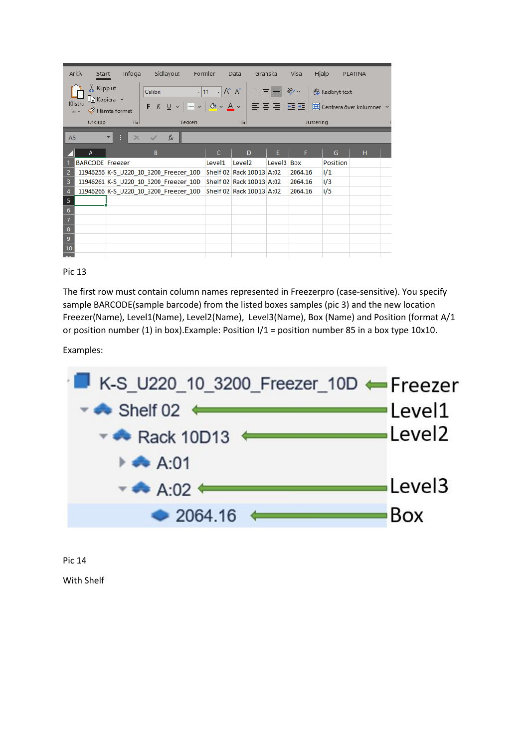| BARCODE | Freezer | Level1 | Level2 | Level3 | Box | Position |
|---|---|---|---|---|---|---|
| 11946256 | K-S_U220_10_3200_Freezer_10D | Shelf 02 | Rack 10D13 | A:02 | 2064.16 | I/1 |
| 11946261 | K-S_U220_10_3200_Freezer_10D | Shelf 02 | Rack 10D13 | A:02 | 2064.16 | I/3 |
| 11946266 | K-S_U220_10_3200_Freezer_10D | Shelf 02 | Rack 10D13 | A:02 | 2064.16 | I/5 |

Pic 13

The first row must contain column names represented in Freezerpro (case-sensitive). You specify sample BARCODE(sample barcode) from the listed boxes samples (pic 3) and the new location Freezer(Name), Level1(Name), Level2(Name), Level3(Name), Box (Name) and Position (format A/1 or position number (1) in box).Example: Position I/1 = position number 85 in a box type 10x10.

Examples:

- K-S_U220_10_3200_Freezer_10D ← Freezer
  - Shelf 02 ← Level1
    - Rack 10D13 ← Level2
      - A:01
      - A:02 ← Level3
        - 2064.16 ← Box

Pic 14

With Shelf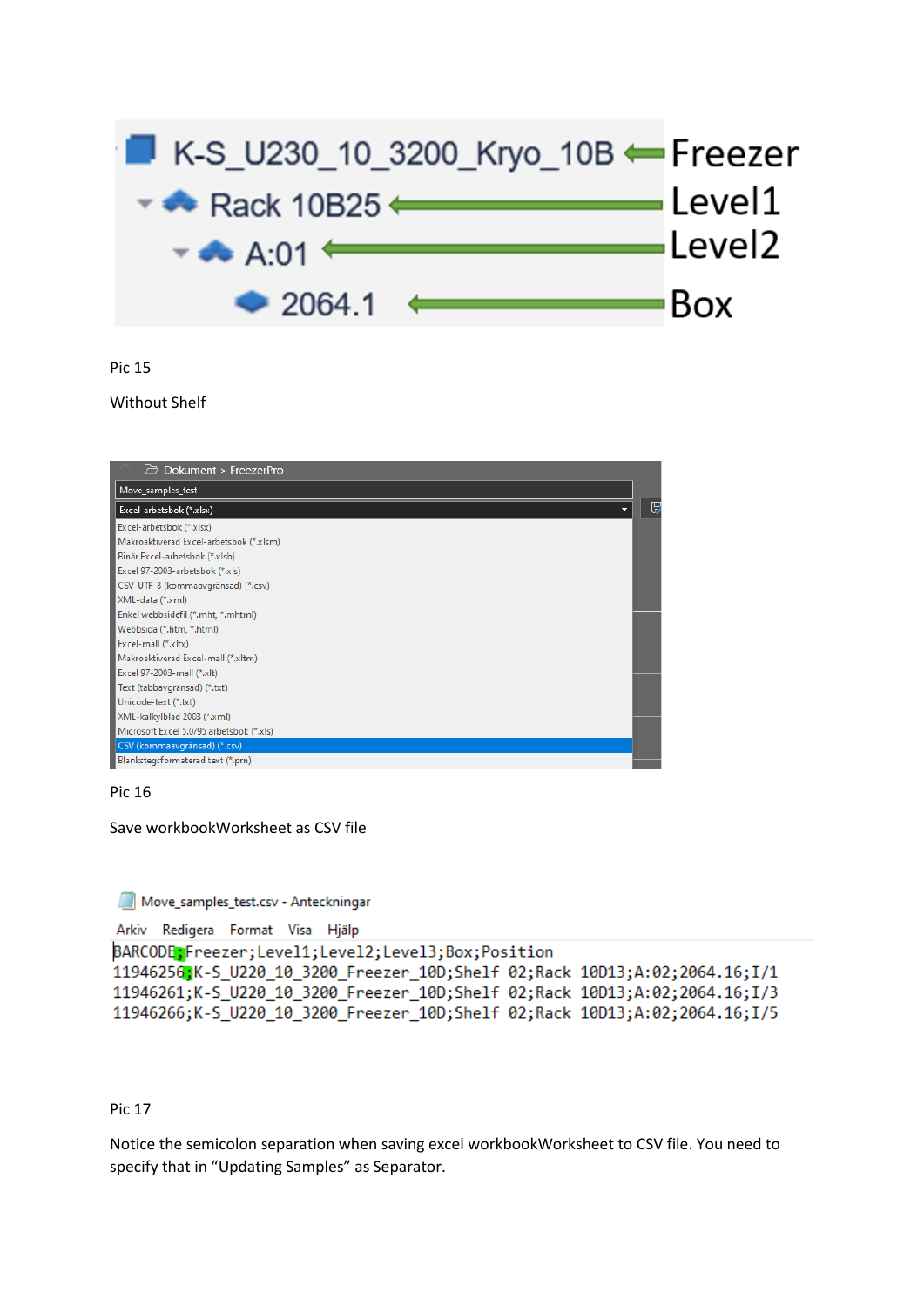K-S_U230_10_3200_Kryo_10B ← Freezer

Rack 10B25 ← Level1

A:01 ← Level2

2064.1 ← Box

Pic 15

Without Shelf

Dokument > FreezerPro

Move_samples_test

Excel-arbetsbok (*.xlsx)

- Excel-arbetsbok (*.xlsx)
- Makroaktiverad Excel-arbetsbok (*.xlsm)
- Binär Excel-arbetsbok (*.xlsb)
- Excel 97-2003-arbetsbok (*.xls)
- CSV-UTF-8 (kommaavgränsad) (*.csv)
- XML-data (*.xml)
- Enkel webbsidefil (*.mht, *.mhtml)
- Webbsida (*.htm, *.html)
- Excel-mall (*.xltx)
- Makroaktiverad Excel-mall (*.xltm)
- Excel 97-2003-mall (*.xlt)
- Text (tabbavgränsad) (*.txt)
- Unicode-text (*.txt)
- XML-kalkylblad 2003 (*.xml)
- Microsoft Excel 5.0/95 arbetsbok (*.xls)
- CSV (kommaavgränsad) (*.csv)
- Blankstegsformaterad text (*.prn)

Pic 16

Save workbookWorksheet as CSV file

Move_samples_test.csv - Anteckningar

Arkiv Redigera Format Visa Hjälp

```
BARCODE;Freezer;Level1;Level2;Level3;Box;Position
11946256;K-S_U220_10_3200_Freezer_10D;Shelf 02;Rack 10D13;A:02;2064.16;I/1
11946261;K-S_U220_10_3200_Freezer_10D;Shelf 02;Rack 10D13;A:02;2064.16;I/3
11946266;K-S_U220_10_3200_Freezer_10D;Shelf 02;Rack 10D13;A:02;2064.16;I/5
```

Pic 17

Notice the semicolon separation when saving excel workbookWorksheet to CSV file. You need to specify that in "Updating Samples" as Separator.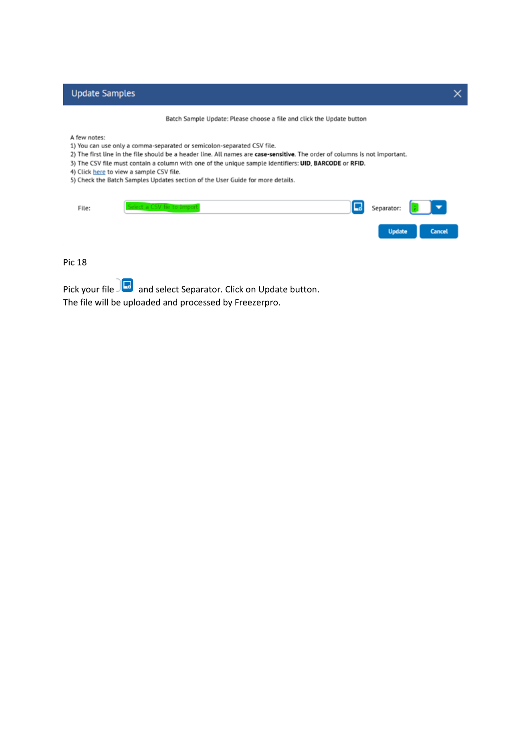**Update Samples**

Batch Sample Update: Please choose a file and click the Update button

A few notes:
1) You can use only a comma-separated or semicolon-separated CSV file.
2) The first line in the file should be a header line. All names are **case-sensitive**. The order of columns is not important.
3) The CSV file must contain a column with one of the unique sample identifiers: **UID**, **BARCODE** or **RFID**.
4) Click here to view a sample CSV file.
5) Check the Batch Samples Updates section of the User Guide for more details.

File: Select a CSV file to Import    Separator: ;

Update    Cancel

Pic 18

Pick your file and select Separator. Click on Update button.
The file will be uploaded and processed by Freezerpro.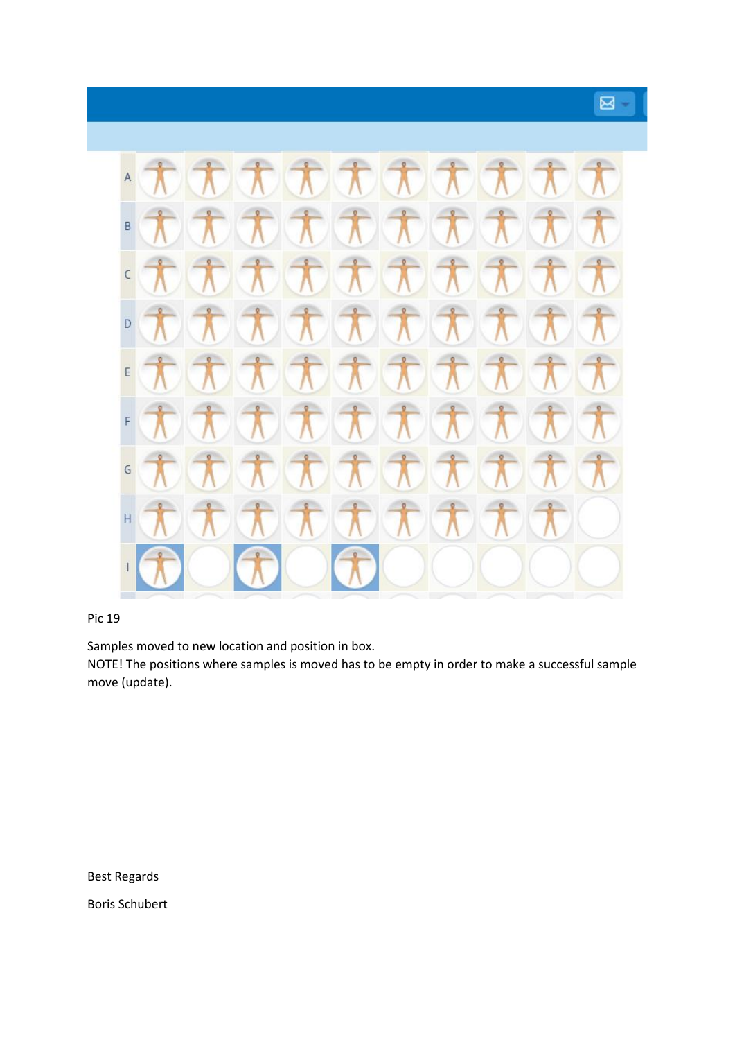Pic 19

Samples moved to new location and position in box.
NOTE! The positions where samples is moved has to be empty in order to make a successful sample move (update).

Best Regards

Boris Schubert